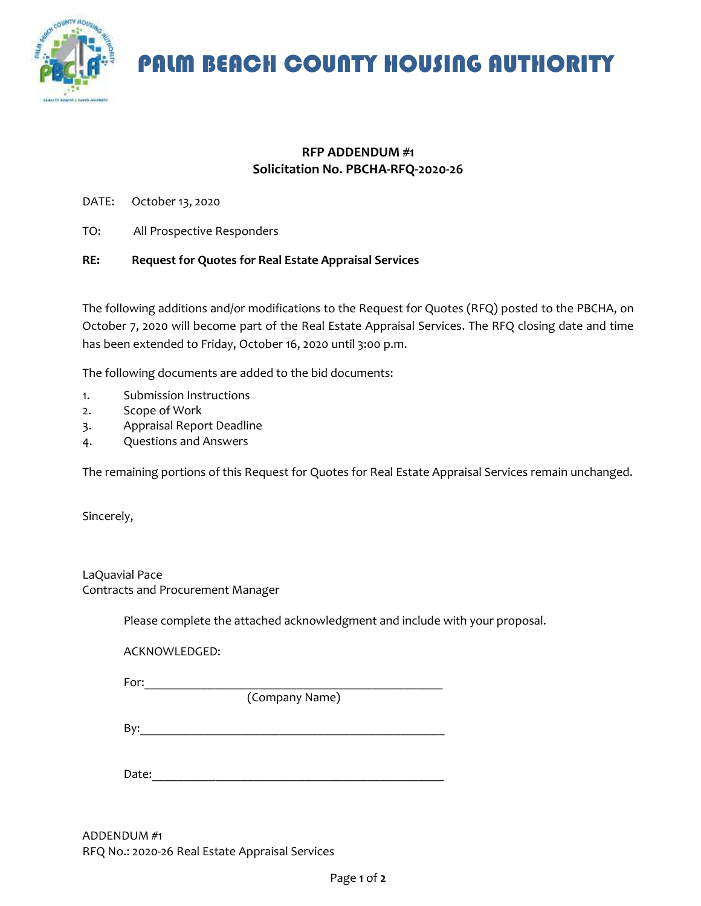# PALM BEACH COUNTY HOUSING AUTHORITY

**RFP ADDENDUM #1**
**Solicitation No. PBCHA-RFQ-2020-26**

DATE: October 13, 2020

TO: All Prospective Responders

**RE: Request for Quotes for Real Estate Appraisal Services**

The following additions and/or modifications to the Request for Quotes (RFQ) posted to the PBCHA, on October 7, 2020 will become part of the Real Estate Appraisal Services. The RFQ closing date and time has been extended to Friday, October 16, 2020 until 3:00 p.m.

The following documents are added to the bid documents:

1. Submission Instructions
2. Scope of Work
3. Appraisal Report Deadline
4. Questions and Answers

The remaining portions of this Request for Quotes for Real Estate Appraisal Services remain unchanged.

Sincerely,

LaQuavial Pace
Contracts and Procurement Manager

Please complete the attached acknowledgment and include with your proposal.

ACKNOWLEDGED:

For:_______________________________________________
(Company Name)

By:_______________________________________________

Date:_____________________________________________

ADDENDUM #1
RFQ No.: 2020-26 Real Estate Appraisal Services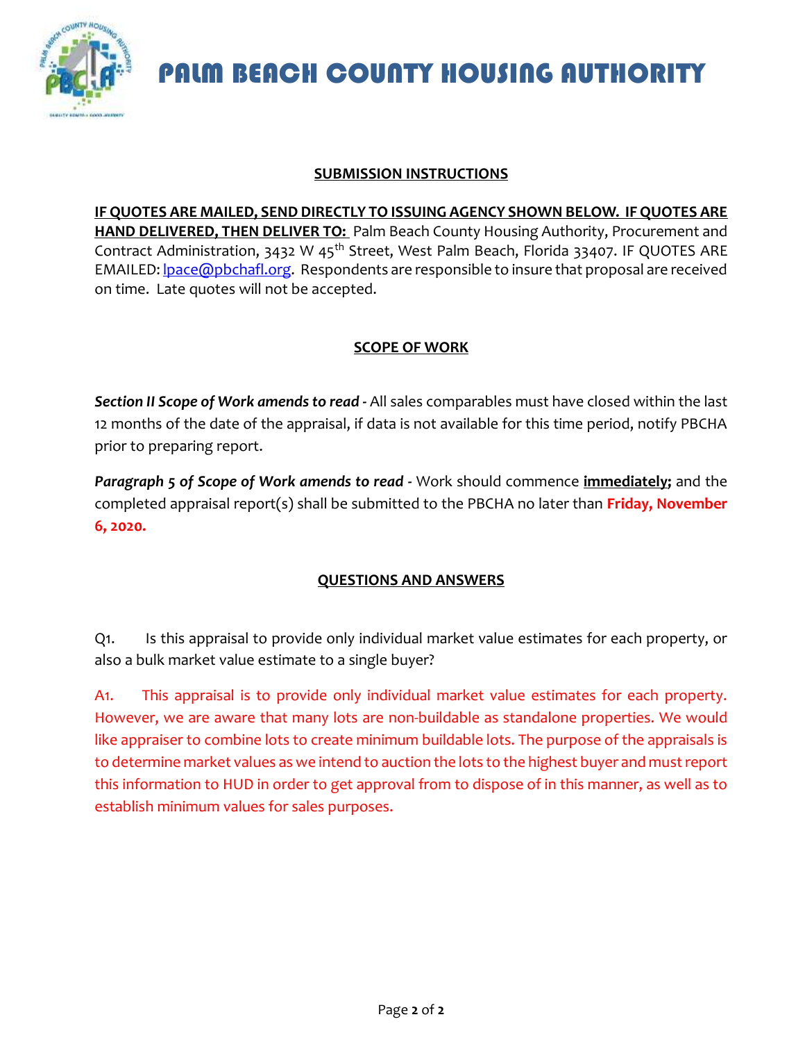# PALM BEACH COUNTY HOUSING AUTHORITY

## SUBMISSION INSTRUCTIONS

**IF QUOTES ARE MAILED, SEND DIRECTLY TO ISSUING AGENCY SHOWN BELOW. IF QUOTES ARE HAND DELIVERED, THEN DELIVER TO:** Palm Beach County Housing Authority, Procurement and Contract Administration, 3432 W 45th Street, West Palm Beach, Florida 33407. IF QUOTES ARE EMAILED: lpace@pbchafl.org. Respondents are responsible to insure that proposal are received on time. Late quotes will not be accepted.

## SCOPE OF WORK

***Section II Scope of Work amends to read -*** All sales comparables must have closed within the last 12 months of the date of the appraisal, if data is not available for this time period, notify PBCHA prior to preparing report.

***Paragraph 5 of Scope of Work amends to read -*** Work should commence **immediately;** and the completed appraisal report(s) shall be submitted to the PBCHA no later than **Friday, November 6, 2020.**

## QUESTIONS AND ANSWERS

Q1. Is this appraisal to provide only individual market value estimates for each property, or also a bulk market value estimate to a single buyer?

A1. This appraisal is to provide only individual market value estimates for each property. However, we are aware that many lots are non-buildable as standalone properties. We would like appraiser to combine lots to create minimum buildable lots. The purpose of the appraisals is to determine market values as we intend to auction the lots to the highest buyer and must report this information to HUD in order to get approval from to dispose of in this manner, as well as to establish minimum values for sales purposes.